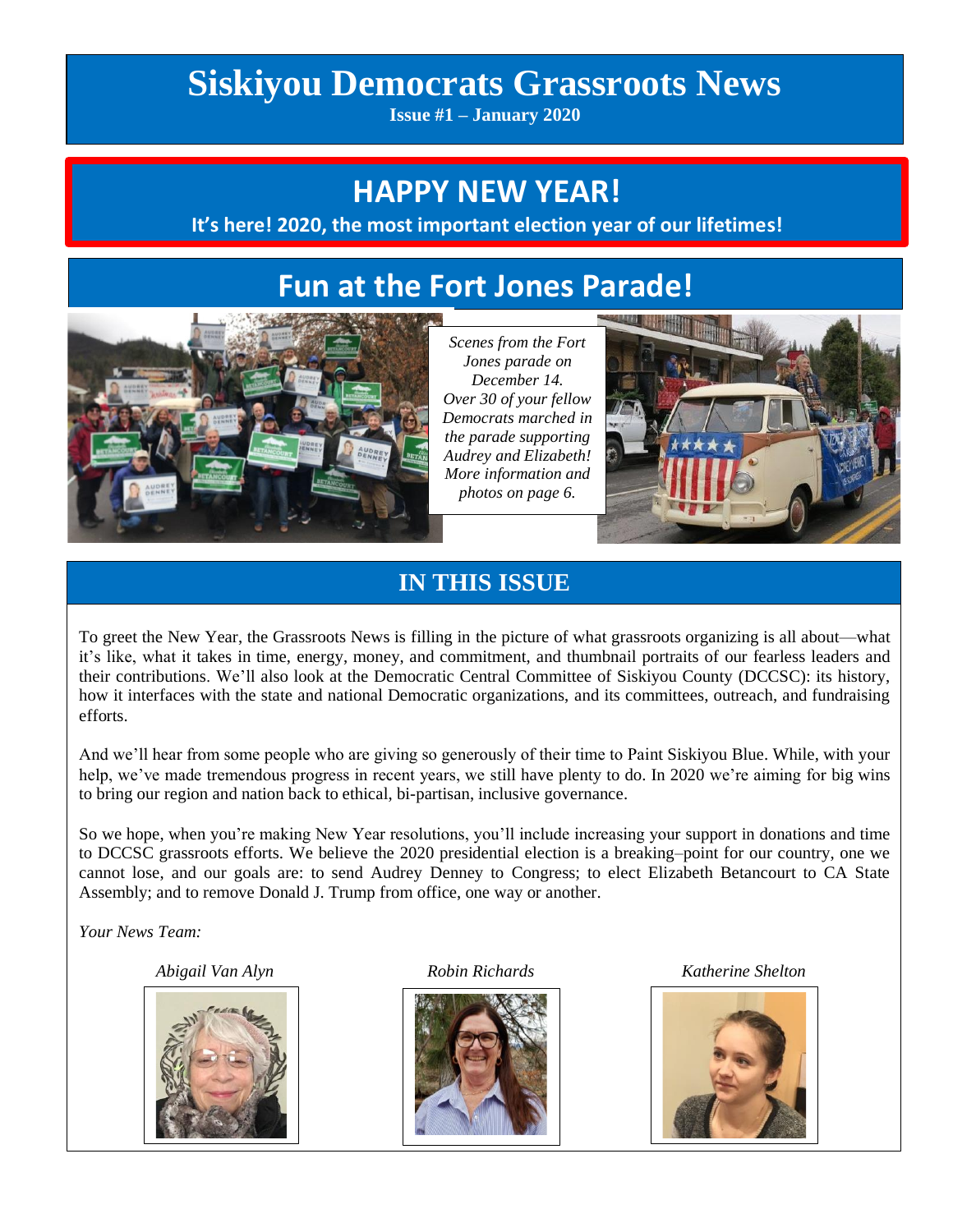# Siskiyou Democrats Grassroots News

**Issue #1 – January 2020**

## HAPPY NEW YEAR!

**It's here! 2020, the most important election year of our lifetimes!**

## Fun at the Fort Jones Parade!

*Scenes from the Fort Jones parade on December 14. Over 30 of your fellow Democrats marched in the parade supporting Audrey and Elizabeth! More information and photos on page 6.*

## IN THIS ISSUE

To greet the New Year, the Grassroots News is filling in the picture of what grassroots organizing is all about—what it's like, what it takes in time, energy, money, and commitment, and thumbnail portraits of our fearless leaders and their contributions. We'll also look at the Democratic Central Committee of Siskiyou County (DCCSC): its history, how it interfaces with the state and national Democratic organizations, and its committees, outreach, and fundraising efforts.

And we'll hear from some people who are giving so generously of their time to Paint Siskiyou Blue. While, with your help, we've made tremendous progress in recent years, we still have plenty to do. In 2020 we're aiming for big wins to bring our region and nation back to ethical, bi-partisan, inclusive governance.

So we hope, when you're making New Year resolutions, you'll include increasing your support in donations and time to DCCSC grassroots efforts. We believe the 2020 presidential election is a breaking–point for our country, one we cannot lose, and our goals are: to send Audrey Denney to Congress; to elect Elizabeth Betancourt to CA State Assembly; and to remove Donald J. Trump from office, one way or another.

*Your News Team:*

*Abigail Van Alyn*

*Robin Richards*

*Katherine Shelton*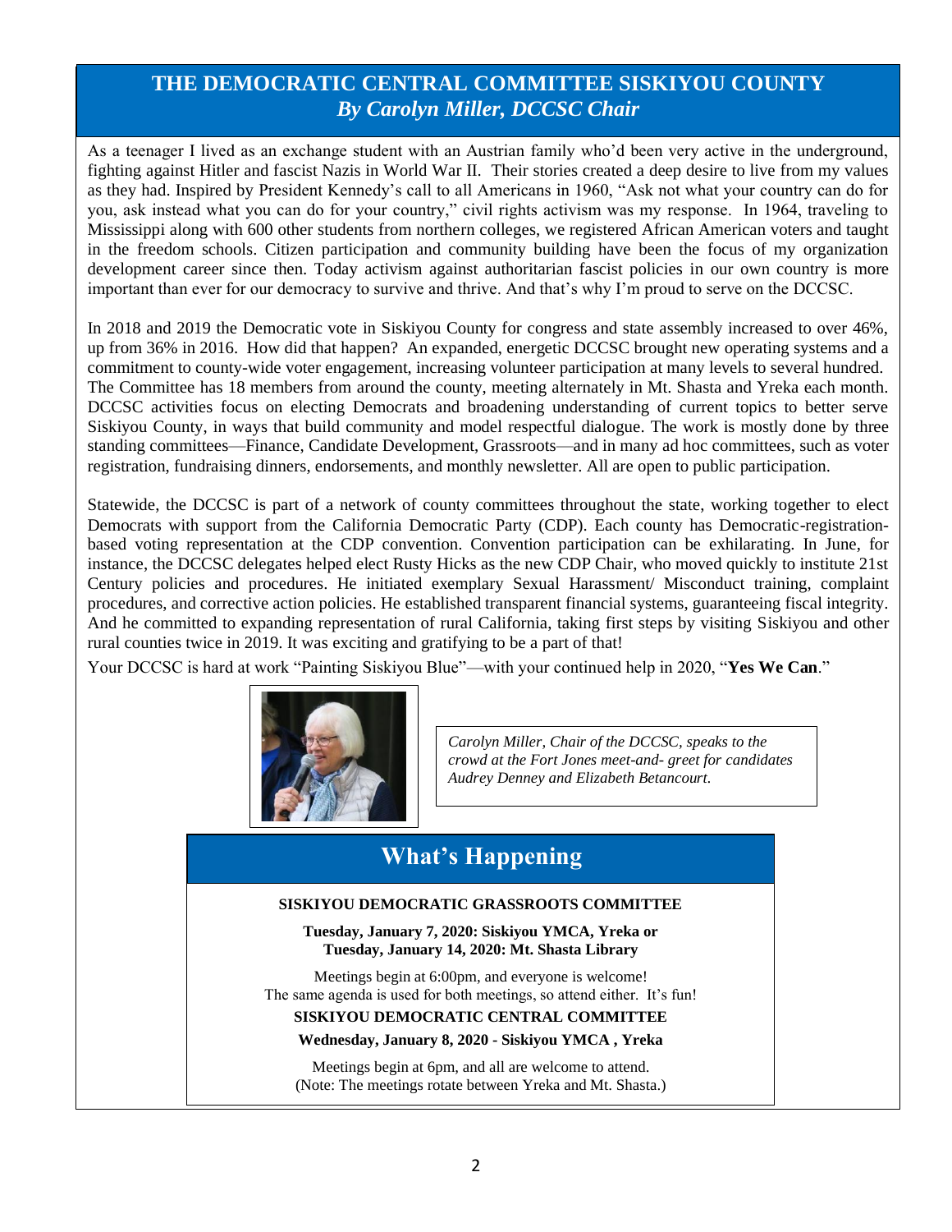## THE DEMOCRATIC CENTRAL COMMITTEE SISKIYOU COUNTY
### *By Carolyn Miller, DCCSC Chair*

As a teenager I lived as an exchange student with an Austrian family who'd been very active in the underground, fighting against Hitler and fascist Nazis in World War II. Their stories created a deep desire to live from my values as they had. Inspired by President Kennedy's call to all Americans in 1960, "Ask not what your country can do for you, ask instead what you can do for your country," civil rights activism was my response. In 1964, traveling to Mississippi along with 600 other students from northern colleges, we registered African American voters and taught in the freedom schools. Citizen participation and community building have been the focus of my organization development career since then. Today activism against authoritarian fascist policies in our own country is more important than ever for our democracy to survive and thrive. And that's why I'm proud to serve on the DCCSC.

In 2018 and 2019 the Democratic vote in Siskiyou County for congress and state assembly increased to over 46%, up from 36% in 2016. How did that happen? An expanded, energetic DCCSC brought new operating systems and a commitment to county-wide voter engagement, increasing volunteer participation at many levels to several hundred. The Committee has 18 members from around the county, meeting alternately in Mt. Shasta and Yreka each month. DCCSC activities focus on electing Democrats and broadening understanding of current topics to better serve Siskiyou County, in ways that build community and model respectful dialogue. The work is mostly done by three standing committees—Finance, Candidate Development, Grassroots—and in many ad hoc committees, such as voter registration, fundraising dinners, endorsements, and monthly newsletter. All are open to public participation.

Statewide, the DCCSC is part of a network of county committees throughout the state, working together to elect Democrats with support from the California Democratic Party (CDP). Each county has Democratic-registration-based voting representation at the CDP convention. Convention participation can be exhilarating. In June, for instance, the DCCSC delegates helped elect Rusty Hicks as the new CDP Chair, who moved quickly to institute 21st Century policies and procedures. He initiated exemplary Sexual Harassment/ Misconduct training, complaint procedures, and corrective action policies. He established transparent financial systems, guaranteeing fiscal integrity. And he committed to expanding representation of rural California, taking first steps by visiting Siskiyou and other rural counties twice in 2019. It was exciting and gratifying to be a part of that!

Your DCCSC is hard at work "Painting Siskiyou Blue"—with your continued help in 2020, "**Yes We Can**."

*Carolyn Miller, Chair of the DCCSC, speaks to the crowd at the Fort Jones meet-and- greet for candidates Audrey Denney and Elizabeth Betancourt.*

## What's Happening

**SISKIYOU DEMOCRATIC GRASSROOTS COMMITTEE**

**Tuesday, January 7, 2020: Siskiyou YMCA, Yreka or**
**Tuesday, January 14, 2020: Mt. Shasta Library**

Meetings begin at 6:00pm, and everyone is welcome!
The same agenda is used for both meetings, so attend either. It's fun!

**SISKIYOU DEMOCRATIC CENTRAL COMMITTEE**

**Wednesday, January 8, 2020 - Siskiyou YMCA , Yreka**

Meetings begin at 6pm, and all are welcome to attend.
(Note: The meetings rotate between Yreka and Mt. Shasta.)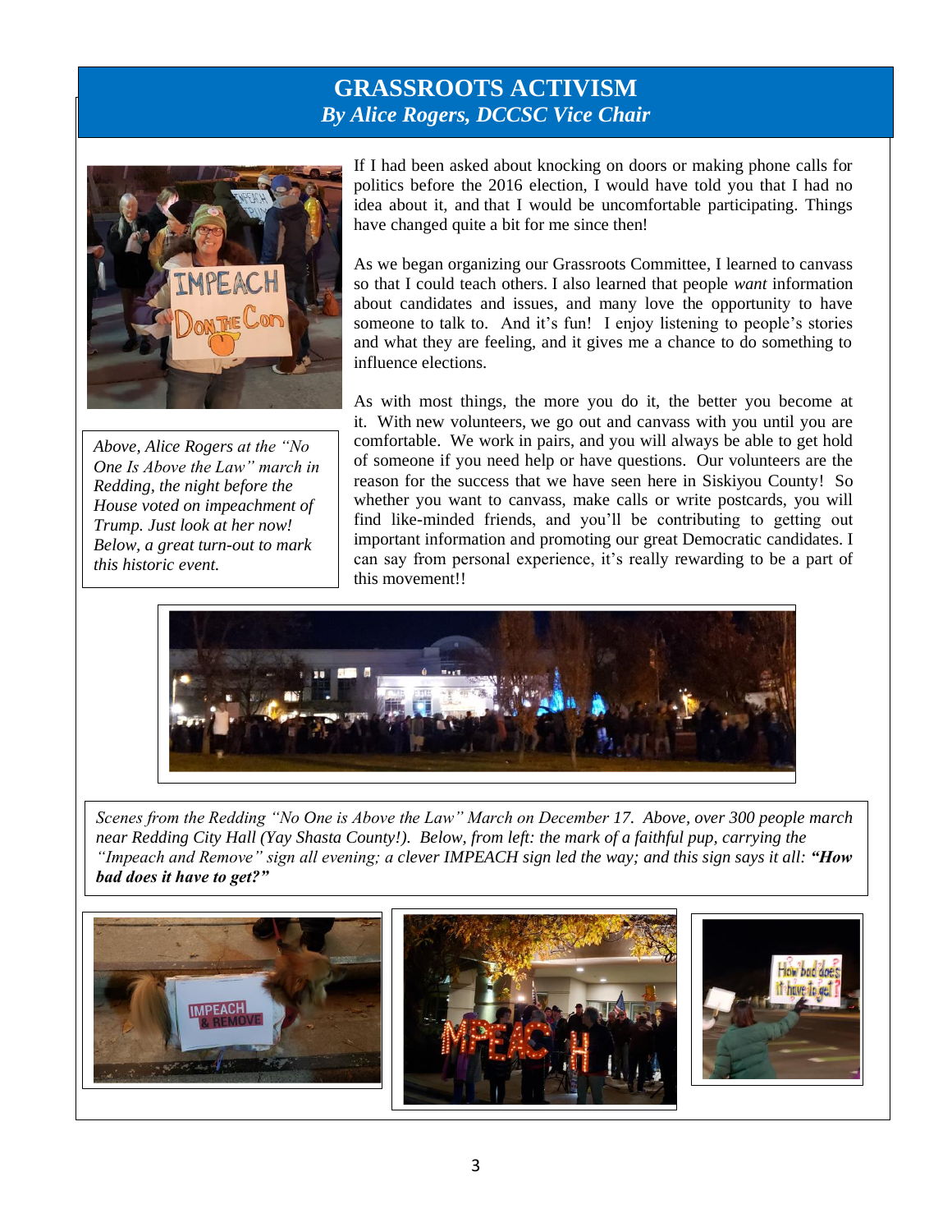# GRASSROOTS ACTIVISM

***By Alice Rogers, DCCSC Vice Chair***

*Above, Alice Rogers at the "No One Is Above the Law" march in Redding, the night before the House voted on impeachment of Trump. Just look at her now! Below, a great turn-out to mark this historic event.*

If I had been asked about knocking on doors or making phone calls for politics before the 2016 election, I would have told you that I had no idea about it, and that I would be uncomfortable participating. Things have changed quite a bit for me since then!

As we began organizing our Grassroots Committee, I learned to canvass so that I could teach others. I also learned that people *want* information about candidates and issues, and many love the opportunity to have someone to talk to. And it's fun! I enjoy listening to people's stories and what they are feeling, and it gives me a chance to do something to influence elections.

As with most things, the more you do it, the better you become at it. With new volunteers, we go out and canvass with you until you are comfortable. We work in pairs, and you will always be able to get hold of someone if you need help or have questions. Our volunteers are the reason for the success that we have seen here in Siskiyou County! So whether you want to canvass, make calls or write postcards, you will find like-minded friends, and you'll be contributing to getting out important information and promoting our great Democratic candidates. I can say from personal experience, it's really rewarding to be a part of this movement!!

*Scenes from the Redding "No One is Above the Law" March on December 17. Above, over 300 people march near Redding City Hall (Yay Shasta County!). Below, from left: the mark of a faithful pup, carrying the "Impeach and Remove" sign all evening; a clever IMPEACH sign led the way; and this sign says it all:* ***"How bad does it have to get?"***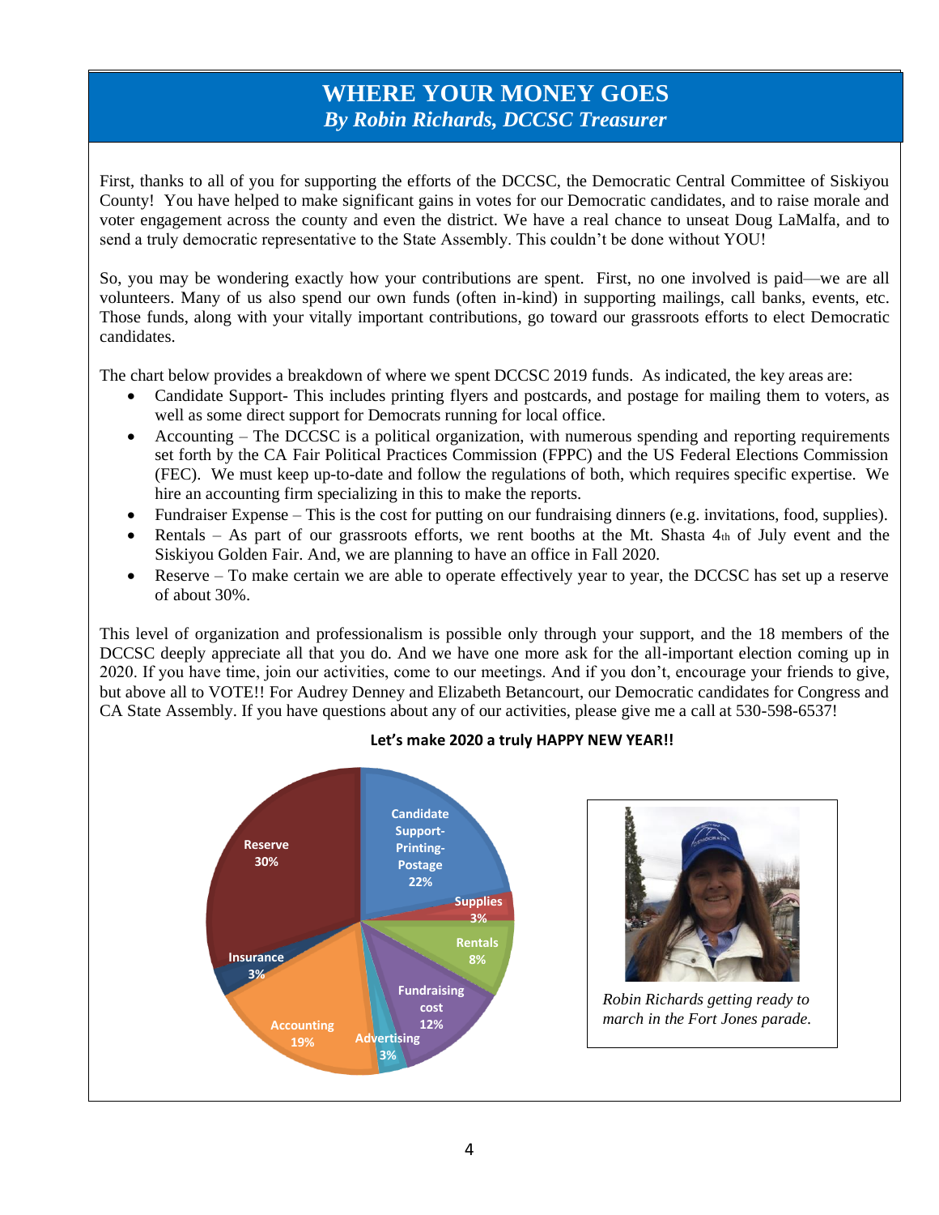# WHERE YOUR MONEY GOES

*By Robin Richards, DCCSC Treasurer*

First, thanks to all of you for supporting the efforts of the DCCSC, the Democratic Central Committee of Siskiyou County! You have helped to make significant gains in votes for our Democratic candidates, and to raise morale and voter engagement across the county and even the district. We have a real chance to unseat Doug LaMalfa, and to send a truly democratic representative to the State Assembly. This couldn't be done without YOU!

So, you may be wondering exactly how your contributions are spent. First, no one involved is paid—we are all volunteers. Many of us also spend our own funds (often in-kind) in supporting mailings, call banks, events, etc. Those funds, along with your vitally important contributions, go toward our grassroots efforts to elect Democratic candidates.

The chart below provides a breakdown of where we spent DCCSC 2019 funds. As indicated, the key areas are:

- Candidate Support- This includes printing flyers and postcards, and postage for mailing them to voters, as well as some direct support for Democrats running for local office.
- Accounting – The DCCSC is a political organization, with numerous spending and reporting requirements set forth by the CA Fair Political Practices Commission (FPPC) and the US Federal Elections Commission (FEC). We must keep up-to-date and follow the regulations of both, which requires specific expertise. We hire an accounting firm specializing in this to make the reports.
- Fundraiser Expense – This is the cost for putting on our fundraising dinners (e.g. invitations, food, supplies).
- Rentals – As part of our grassroots efforts, we rent booths at the Mt. Shasta 4th of July event and the Siskiyou Golden Fair. And, we are planning to have an office in Fall 2020.
- Reserve – To make certain we are able to operate effectively year to year, the DCCSC has set up a reserve of about 30%.

This level of organization and professionalism is possible only through your support, and the 18 members of the DCCSC deeply appreciate all that you do. And we have one more ask for the all-important election coming up in 2020. If you have time, join our activities, come to our meetings. And if you don't, encourage your friends to give, but above all to VOTE!! For Audrey Denney and Elizabeth Betancourt, our Democratic candidates for Congress and CA State Assembly. If you have questions about any of our activities, please give me a call at 530-598-6537!

**Let's make 2020 a truly HAPPY NEW YEAR!!**

| Category | Share |
|---|---|
| Candidate Support-Printing-Postage | 22% |
| Supplies | 3% |
| Rentals | 8% |
| Fundraising cost | 12% |
| Advertising | 3% |
| Accounting | 19% |
| Insurance | 3% |
| Reserve | 30% |

*Robin Richards getting ready to march in the Fort Jones parade.*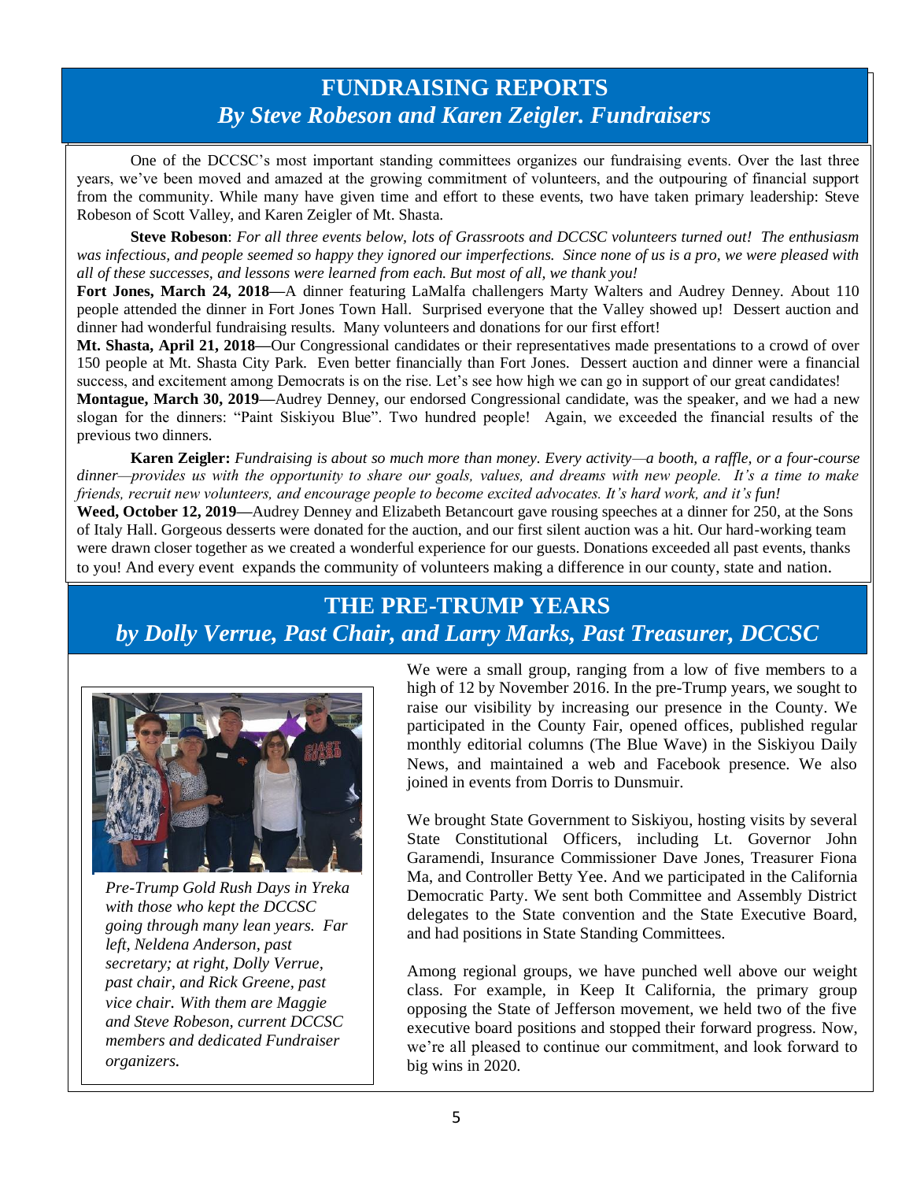## FUNDRAISING REPORTS

### *By Steve Robeson and Karen Zeigler. Fundraisers*

One of the DCCSC's most important standing committees organizes our fundraising events. Over the last three years, we've been moved and amazed at the growing commitment of volunteers, and the outpouring of financial support from the community. While many have given time and effort to these events, two have taken primary leadership: Steve Robeson of Scott Valley, and Karen Zeigler of Mt. Shasta.

**Steve Robeson**: *For all three events below, lots of Grassroots and DCCSC volunteers turned out! The enthusiasm was infectious, and people seemed so happy they ignored our imperfections. Since none of us is a pro, we were pleased with all of these successes, and lessons were learned from each. But most of all, we thank you!*

**Fort Jones, March 24, 2018—**A dinner featuring LaMalfa challengers Marty Walters and Audrey Denney. About 110 people attended the dinner in Fort Jones Town Hall. Surprised everyone that the Valley showed up! Dessert auction and dinner had wonderful fundraising results. Many volunteers and donations for our first effort!

**Mt. Shasta, April 21, 2018—**Our Congressional candidates or their representatives made presentations to a crowd of over 150 people at Mt. Shasta City Park. Even better financially than Fort Jones. Dessert auction and dinner were a financial success, and excitement among Democrats is on the rise. Let's see how high we can go in support of our great candidates!

**Montague, March 30, 2019—**Audrey Denney, our endorsed Congressional candidate, was the speaker, and we had a new slogan for the dinners: "Paint Siskiyou Blue". Two hundred people! Again, we exceeded the financial results of the previous two dinners.

**Karen Zeigler:** *Fundraising is about so much more than money. Every activity—a booth, a raffle, or a four-course dinner—provides us with the opportunity to share our goals, values, and dreams with new people. It's a time to make friends, recruit new volunteers, and encourage people to become excited advocates. It's hard work, and it's fun!*

**Weed, October 12, 2019—**Audrey Denney and Elizabeth Betancourt gave rousing speeches at a dinner for 250, at the Sons of Italy Hall. Gorgeous desserts were donated for the auction, and our first silent auction was a hit. Our hard-working team were drawn closer together as we created a wonderful experience for our guests. Donations exceeded all past events, thanks to you! And every event expands the community of volunteers making a difference in our county, state and nation.

## THE PRE-TRUMP YEARS

### *by Dolly Verrue, Past Chair, and Larry Marks, Past Treasurer, DCCSC*

*Pre-Trump Gold Rush Days in Yreka with those who kept the DCCSC going through many lean years. Far left, Neldena Anderson, past secretary; at right, Dolly Verrue, past chair, and Rick Greene, past vice chair. With them are Maggie and Steve Robeson, current DCCSC members and dedicated Fundraiser organizers.*

We were a small group, ranging from a low of five members to a high of 12 by November 2016. In the pre-Trump years, we sought to raise our visibility by increasing our presence in the County. We participated in the County Fair, opened offices, published regular monthly editorial columns (The Blue Wave) in the Siskiyou Daily News, and maintained a web and Facebook presence. We also joined in events from Dorris to Dunsmuir.

We brought State Government to Siskiyou, hosting visits by several State Constitutional Officers, including Lt. Governor John Garamendi, Insurance Commissioner Dave Jones, Treasurer Fiona Ma, and Controller Betty Yee. And we participated in the California Democratic Party. We sent both Committee and Assembly District delegates to the State convention and the State Executive Board, and had positions in State Standing Committees.

Among regional groups, we have punched well above our weight class. For example, in Keep It California, the primary group opposing the State of Jefferson movement, we held two of the five executive board positions and stopped their forward progress. Now, we're all pleased to continue our commitment, and look forward to big wins in 2020.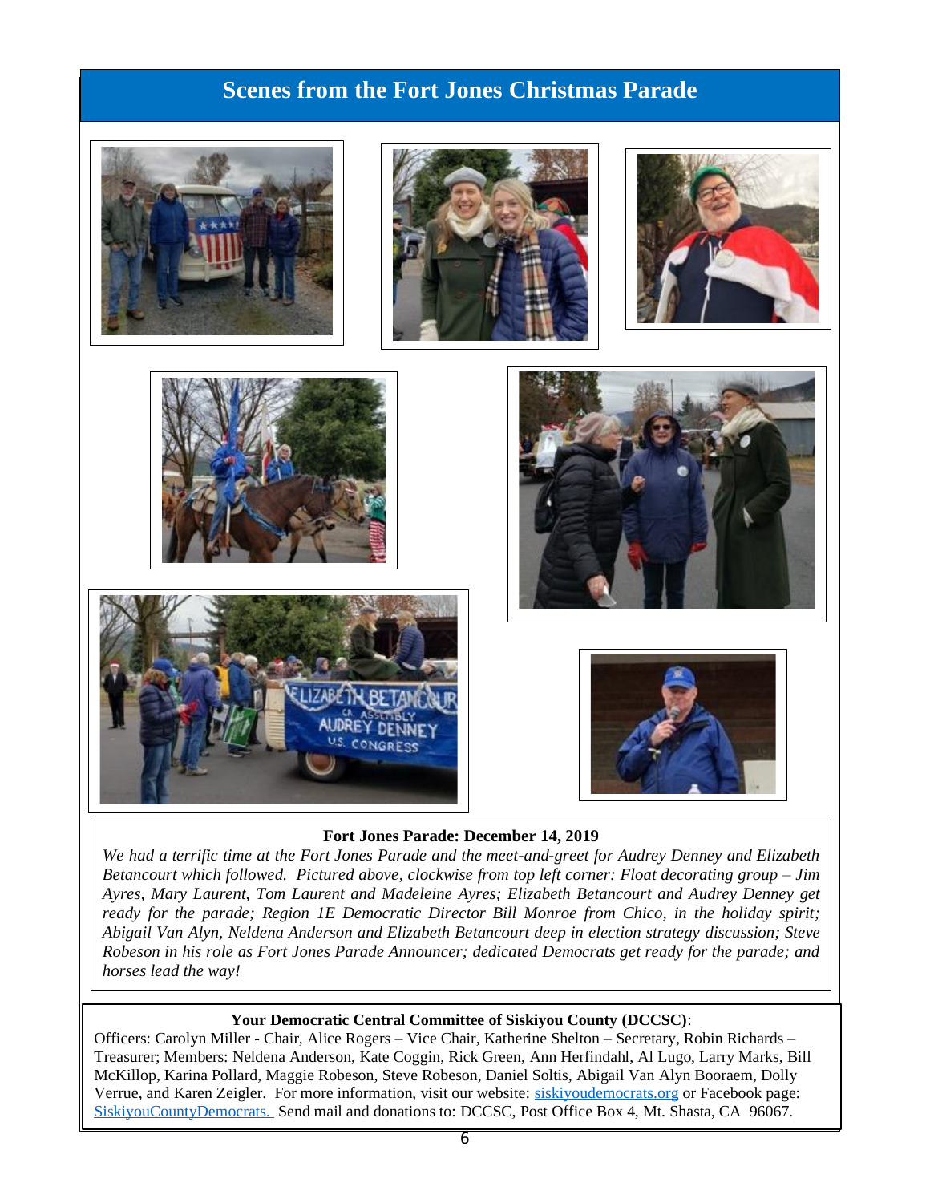# Scenes from the Fort Jones Christmas Parade

**Fort Jones Parade: December 14, 2019**

*We had a terrific time at the Fort Jones Parade and the meet-and-greet for Audrey Denney and Elizabeth Betancourt which followed. Pictured above, clockwise from top left corner: Float decorating group – Jim Ayres, Mary Laurent, Tom Laurent and Madeleine Ayres; Elizabeth Betancourt and Audrey Denney get ready for the parade; Region 1E Democratic Director Bill Monroe from Chico, in the holiday spirit; Abigail Van Alyn, Neldena Anderson and Elizabeth Betancourt deep in election strategy discussion; Steve Robeson in his role as Fort Jones Parade Announcer; dedicated Democrats get ready for the parade; and horses lead the way!*

**Your Democratic Central Committee of Siskiyou County (DCCSC)**:

Officers: Carolyn Miller - Chair, Alice Rogers – Vice Chair, Katherine Shelton – Secretary, Robin Richards – Treasurer; Members: Neldena Anderson, Kate Coggin, Rick Green, Ann Herfindahl, Al Lugo, Larry Marks, Bill McKillop, Karina Pollard, Maggie Robeson, Steve Robeson, Daniel Soltis, Abigail Van Alyn Booraem, Dolly Verrue, and Karen Zeigler. For more information, visit our website: siskiyoudemocrats.org or Facebook page: SiskiyouCountyDemocrats. Send mail and donations to: DCCSC, Post Office Box 4, Mt. Shasta, CA 96067.